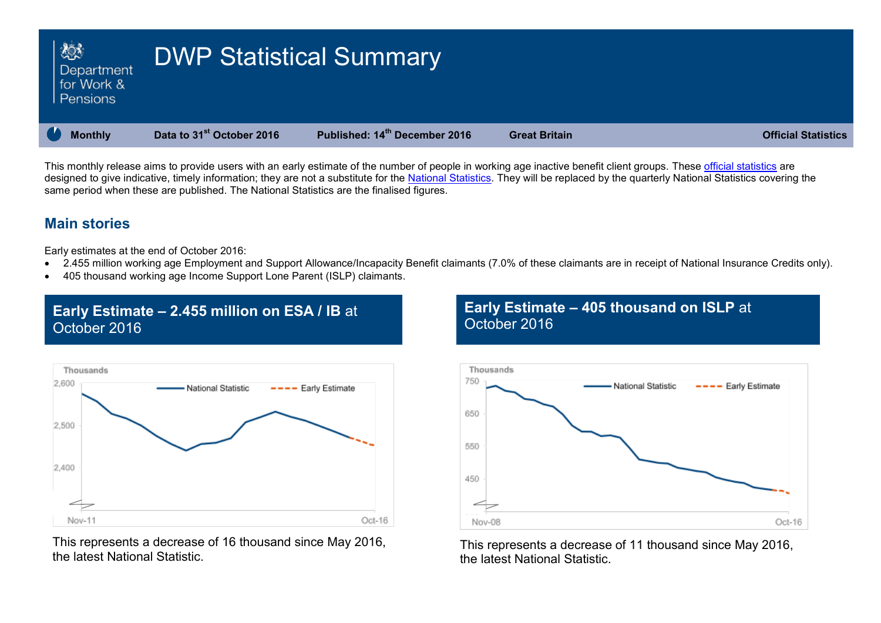# DWP Statistical Summary

Department for Work & Pensions

**Monthly** | **Data to 31st October 2016** | **Published: 14th December 2016** | **Great Britain** | **Official Statistics**

This monthly release aims to provide users with an early estimate of the number of people in working age inactive benefit client groups. These official statistics are designed to give indicative, timely information; they are not a substitute for the National Statistics. They will be replaced by the quarterly National Statistics covering the same period when these are published. The National Statistics are the finalised figures.

## Main stories

Early estimates at the end of October 2016:

- 2.455 million working age Employment and Support Allowance/Incapacity Benefit claimants (7.0% of these claimants are in receipt of National Insurance Credits only).
- 405 thousand working age Income Support Lone Parent (ISLP) claimants.

### Early Estimate – 2.455 million on ESA / IB at October 2016

This represents a decrease of 16 thousand since May 2016, the latest National Statistic.

### Early Estimate – 405 thousand on ISLP at October 2016

This represents a decrease of 11 thousand since May 2016, the latest National Statistic.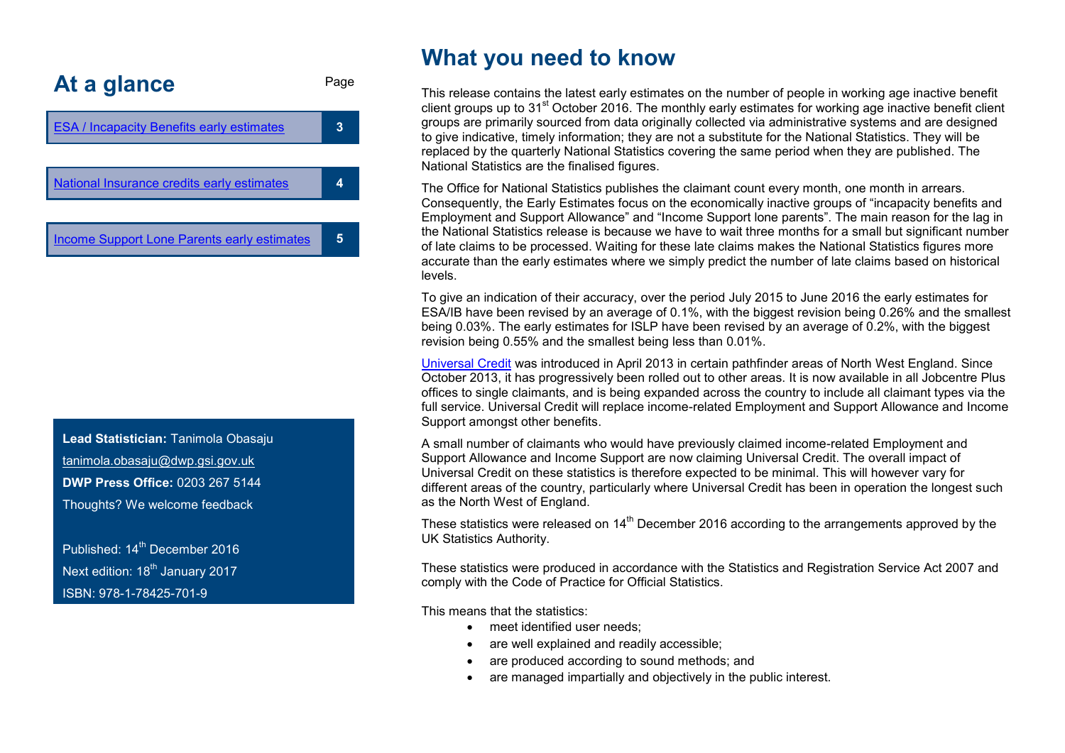## At a glance

| | Page |
|---|---|
| ESA / Incapacity Benefits early estimates | 3 |
| National Insurance credits early estimates | 4 |
| Income Support Lone Parents early estimates | 5 |

**Lead Statistician:** Tanimola Obasaju

tanimola.obasaju@dwp.gsi.gov.uk

**DWP Press Office:** 0203 267 5144

Thoughts? We welcome feedback

Published: 14th December 2016

Next edition: 18th January 2017

ISBN: 978-1-78425-701-9

# What you need to know

This release contains the latest early estimates on the number of people in working age inactive benefit client groups up to 31st October 2016. The monthly early estimates for working age inactive benefit client groups are primarily sourced from data originally collected via administrative systems and are designed to give indicative, timely information; they are not a substitute for the National Statistics. They will be replaced by the quarterly National Statistics covering the same period when they are published. The National Statistics are the finalised figures.

The Office for National Statistics publishes the claimant count every month, one month in arrears. Consequently, the Early Estimates focus on the economically inactive groups of "incapacity benefits and Employment and Support Allowance" and "Income Support lone parents". The main reason for the lag in the National Statistics release is because we have to wait three months for a small but significant number of late claims to be processed. Waiting for these late claims makes the National Statistics figures more accurate than the early estimates where we simply predict the number of late claims based on historical levels.

To give an indication of their accuracy, over the period July 2015 to June 2016 the early estimates for ESA/IB have been revised by an average of 0.1%, with the biggest revision being 0.26% and the smallest being 0.03%. The early estimates for ISLP have been revised by an average of 0.2%, with the biggest revision being 0.55% and the smallest being less than 0.01%.

Universal Credit was introduced in April 2013 in certain pathfinder areas of North West England. Since October 2013, it has progressively been rolled out to other areas. It is now available in all Jobcentre Plus offices to single claimants, and is being expanded across the country to include all claimant types via the full service. Universal Credit will replace income-related Employment and Support Allowance and Income Support amongst other benefits.

A small number of claimants who would have previously claimed income-related Employment and Support Allowance and Income Support are now claiming Universal Credit. The overall impact of Universal Credit on these statistics is therefore expected to be minimal. This will however vary for different areas of the country, particularly where Universal Credit has been in operation the longest such as the North West of England.

These statistics were released on 14th December 2016 according to the arrangements approved by the UK Statistics Authority.

These statistics were produced in accordance with the Statistics and Registration Service Act 2007 and comply with the Code of Practice for Official Statistics.

This means that the statistics:

- meet identified user needs;
- are well explained and readily accessible;
- are produced according to sound methods; and
- are managed impartially and objectively in the public interest.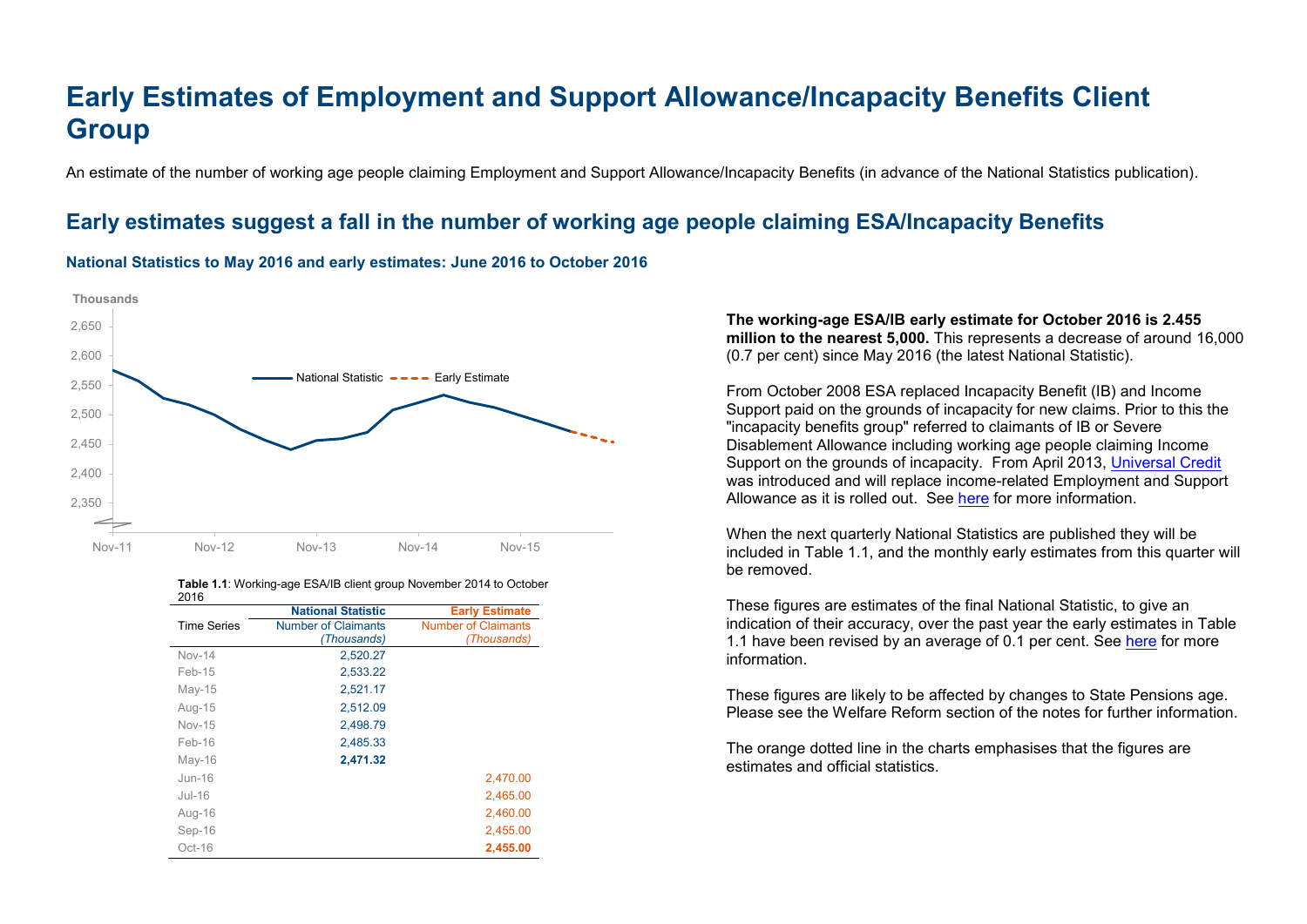# Early Estimates of Employment and Support Allowance/Incapacity Benefits Client Group

An estimate of the number of working age people claiming Employment and Support Allowance/Incapacity Benefits (in advance of the National Statistics publication).

## Early estimates suggest a fall in the number of working age people claiming ESA/Incapacity Benefits

### National Statistics to May 2016 and early estimates: June 2016 to October 2016

**The working-age ESA/IB early estimate for October 2016 is 2.455 million to the nearest 5,000.** This represents a decrease of around 16,000 (0.7 per cent) since May 2016 (the latest National Statistic).

From October 2008 ESA replaced Incapacity Benefit (IB) and Income Support paid on the grounds of incapacity for new claims. Prior to this the "incapacity benefits group" referred to claimants of IB or Severe Disablement Allowance including working age people claiming Income Support on the grounds of incapacity. From April 2013, Universal Credit was introduced and will replace income-related Employment and Support Allowance as it is rolled out. See here for more information.

When the next quarterly National Statistics are published they will be included in Table 1.1, and the monthly early estimates from this quarter will be removed.

These figures are estimates of the final National Statistic, to give an indication of their accuracy, over the past year the early estimates in Table 1.1 have been revised by an average of 0.1 per cent. See here for more information.

These figures are likely to be affected by changes to State Pensions age. Please see the Welfare Reform section of the notes for further information.

The orange dotted line in the charts emphasises that the figures are estimates and official statistics.

**Table 1.1**: Working-age ESA/IB client group November 2014 to October 2016

| Time Series | National Statistic<br>Number of Claimants *(Thousands)* | Early Estimate<br>Number of Claimants *(Thousands)* |
|---|---|---|
| Nov-14 | 2,520.27 | |
| Feb-15 | 2,533.22 | |
| May-15 | 2,521.17 | |
| Aug-15 | 2,512.09 | |
| Nov-15 | 2,498.79 | |
| Feb-16 | 2,485.33 | |
| May-16 | **2,471.32** | |
| Jun-16 | | 2,470.00 |
| Jul-16 | | 2,465.00 |
| Aug-16 | | 2,460.00 |
| Sep-16 | | 2,455.00 |
| Oct-16 | | **2,455.00** |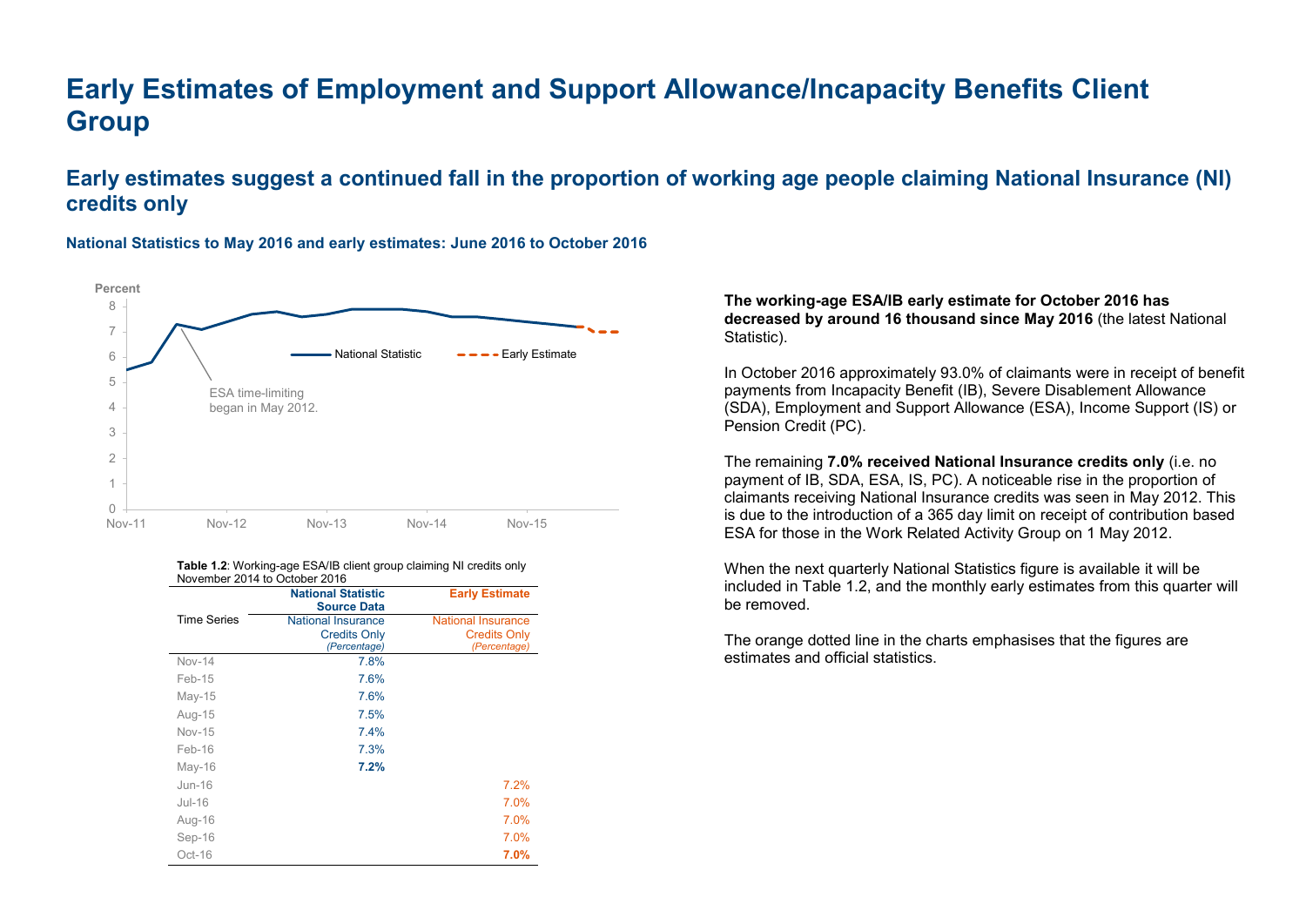# Early Estimates of Employment and Support Allowance/Incapacity Benefits Client Group

## Early estimates suggest a continued fall in the proportion of working age people claiming National Insurance (NI) credits only

### National Statistics to May 2016 and early estimates: June 2016 to October 2016

**Table 1.2**: Working-age ESA/IB client group claiming NI credits only November 2014 to October 2016

| Time Series | National Statistic Source Data — National Insurance Credits Only *(Percentage)* | Early Estimate — National Insurance Credits Only *(Percentage)* |
|---|---|---|
| Nov-14 | 7.8% | |
| Feb-15 | 7.6% | |
| May-15 | 7.6% | |
| Aug-15 | 7.5% | |
| Nov-15 | 7.4% | |
| Feb-16 | 7.3% | |
| May-16 | **7.2%** | |
| Jun-16 | | 7.2% |
| Jul-16 | | 7.0% |
| Aug-16 | | 7.0% |
| Sep-16 | | 7.0% |
| Oct-16 | | **7.0%** |

**The working-age ESA/IB early estimate for October 2016 has decreased by around 16 thousand since May 2016** (the latest National Statistic).

In October 2016 approximately 93.0% of claimants were in receipt of benefit payments from Incapacity Benefit (IB), Severe Disablement Allowance (SDA), Employment and Support Allowance (ESA), Income Support (IS) or Pension Credit (PC).

The remaining **7.0% received National Insurance credits only** (i.e. no payment of IB, SDA, ESA, IS, PC). A noticeable rise in the proportion of claimants receiving National Insurance credits was seen in May 2012. This is due to the introduction of a 365 day limit on receipt of contribution based ESA for those in the Work Related Activity Group on 1 May 2012.

When the next quarterly National Statistics figure is available it will be included in Table 1.2, and the monthly early estimates from this quarter will be removed.

The orange dotted line in the charts emphasises that the figures are estimates and official statistics.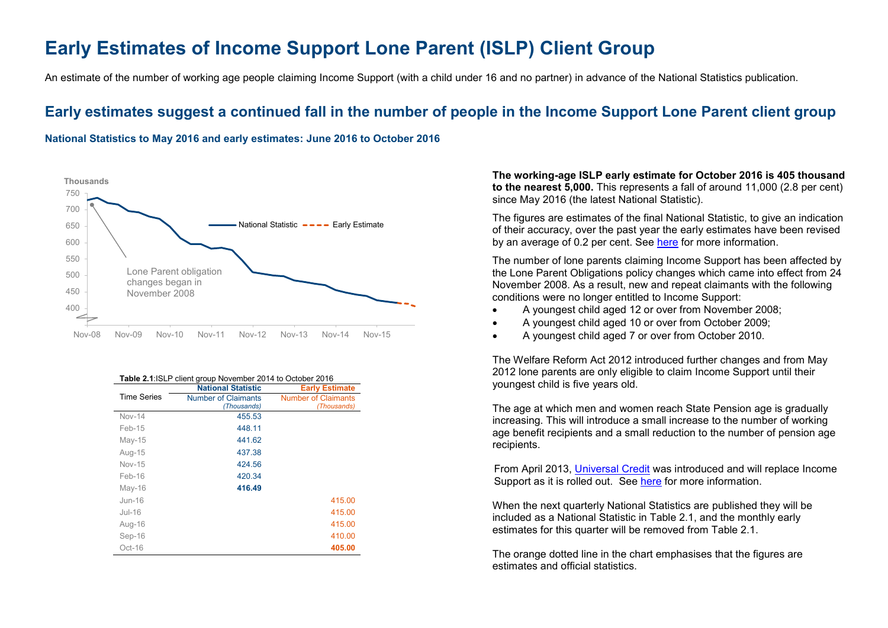# Early Estimates of Income Support Lone Parent (ISLP) Client Group

An estimate of the number of working age people claiming Income Support (with a child under 16 and no partner) in advance of the National Statistics publication.

## Early estimates suggest a continued fall in the number of people in the Income Support Lone Parent client group

### National Statistics to May 2016 and early estimates: June 2016 to October 2016

**Table 2.1**:ISLP client group November 2014 to October 2016

| Time Series | National Statistic Number of Claimants *(Thousands)* | Early Estimate Number of Claimants *(Thousands)* |
|---|---|---|
| Nov-14 | 455.53 | |
| Feb-15 | 448.11 | |
| May-15 | 441.62 | |
| Aug-15 | 437.38 | |
| Nov-15 | 424.56 | |
| Feb-16 | 420.34 | |
| May-16 | **416.49** | |
| Jun-16 | | 415.00 |
| Jul-16 | | 415.00 |
| Aug-16 | | 415.00 |
| Sep-16 | | 410.00 |
| Oct-16 | | **405.00** |

**The working-age ISLP early estimate for October 2016 is 405 thousand to the nearest 5,000.** This represents a fall of around 11,000 (2.8 per cent) since May 2016 (the latest National Statistic).

The figures are estimates of the final National Statistic, to give an indication of their accuracy, over the past year the early estimates have been revised by an average of 0.2 per cent. See here for more information.

The number of lone parents claiming Income Support has been affected by the Lone Parent Obligations policy changes which came into effect from 24 November 2008. As a result, new and repeat claimants with the following conditions were no longer entitled to Income Support:

- A youngest child aged 12 or over from November 2008;
- A youngest child aged 10 or over from October 2009;
- A youngest child aged 7 or over from October 2010.

The Welfare Reform Act 2012 introduced further changes and from May 2012 lone parents are only eligible to claim Income Support until their youngest child is five years old.

The age at which men and women reach State Pension age is gradually increasing. This will introduce a small increase to the number of working age benefit recipients and a small reduction to the number of pension age recipients.

From April 2013, Universal Credit was introduced and will replace Income Support as it is rolled out. See here for more information.

When the next quarterly National Statistics are published they will be included as a National Statistic in Table 2.1, and the monthly early estimates for this quarter will be removed from Table 2.1.

The orange dotted line in the chart emphasises that the figures are estimates and official statistics.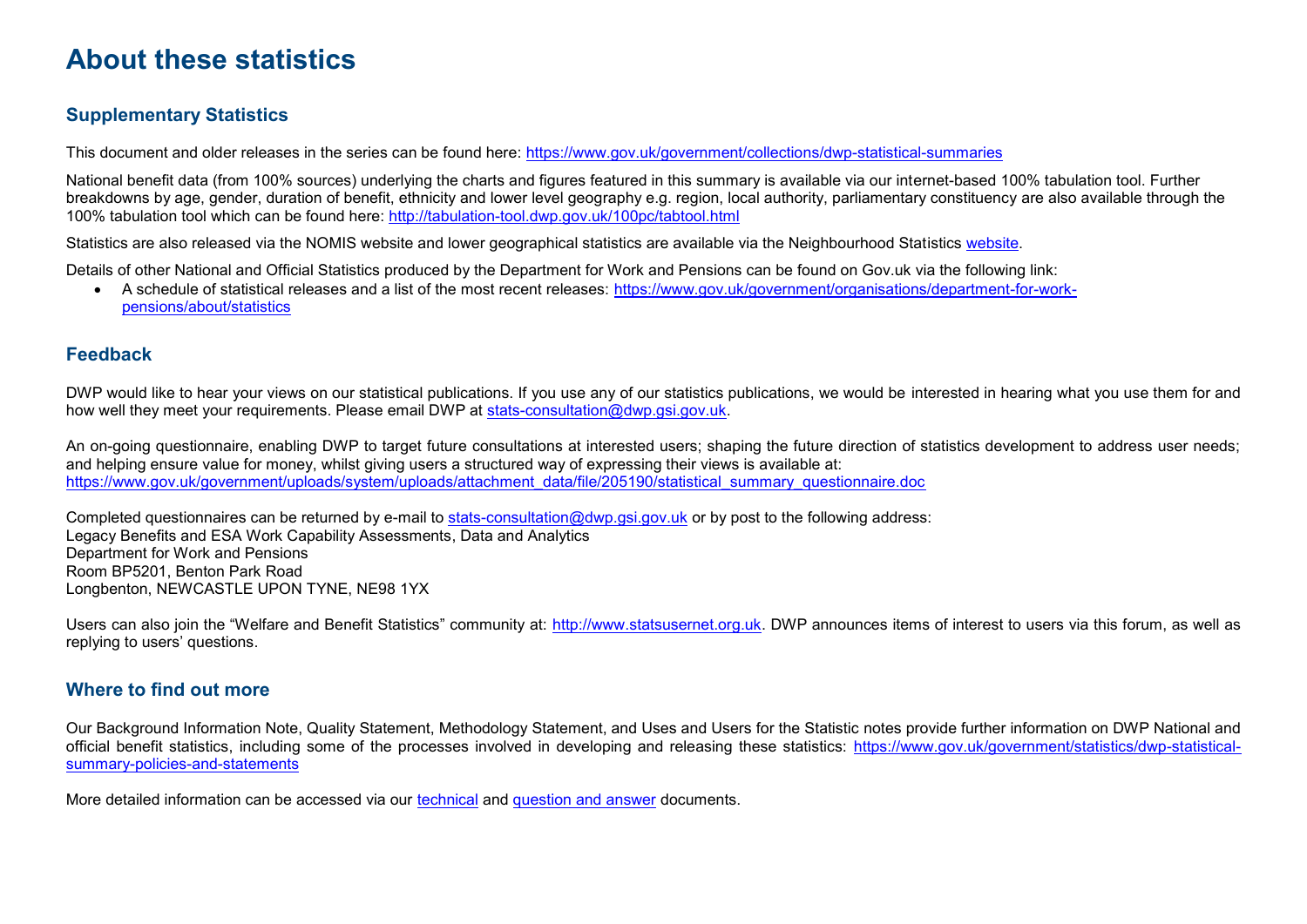# About these statistics

## Supplementary Statistics

This document and older releases in the series can be found here: https://www.gov.uk/government/collections/dwp-statistical-summaries

National benefit data (from 100% sources) underlying the charts and figures featured in this summary is available via our internet-based 100% tabulation tool. Further breakdowns by age, gender, duration of benefit, ethnicity and lower level geography e.g. region, local authority, parliamentary constituency are also available through the 100% tabulation tool which can be found here: http://tabulation-tool.dwp.gov.uk/100pc/tabtool.html

Statistics are also released via the NOMIS website and lower geographical statistics are available via the Neighbourhood Statistics website.

Details of other National and Official Statistics produced by the Department for Work and Pensions can be found on Gov.uk via the following link:

- A schedule of statistical releases and a list of the most recent releases: https://www.gov.uk/government/organisations/department-for-work-pensions/about/statistics

## Feedback

DWP would like to hear your views on our statistical publications. If you use any of our statistics publications, we would be interested in hearing what you use them for and how well they meet your requirements. Please email DWP at stats-consultation@dwp.gsi.gov.uk.

An on-going questionnaire, enabling DWP to target future consultations at interested users; shaping the future direction of statistics development to address user needs; and helping ensure value for money, whilst giving users a structured way of expressing their views is available at:
https://www.gov.uk/government/uploads/system/uploads/attachment_data/file/205190/statistical_summary_questionnaire.doc

Completed questionnaires can be returned by e-mail to stats-consultation@dwp.gsi.gov.uk or by post to the following address:
Legacy Benefits and ESA Work Capability Assessments, Data and Analytics
Department for Work and Pensions
Room BP5201, Benton Park Road
Longbenton, NEWCASTLE UPON TYNE, NE98 1YX

Users can also join the "Welfare and Benefit Statistics" community at: http://www.statsusernet.org.uk. DWP announces items of interest to users via this forum, as well as replying to users' questions.

## Where to find out more

Our Background Information Note, Quality Statement, Methodology Statement, and Uses and Users for the Statistic notes provide further information on DWP National and official benefit statistics, including some of the processes involved in developing and releasing these statistics: https://www.gov.uk/government/statistics/dwp-statistical-summary-policies-and-statements

More detailed information can be accessed via our technical and question and answer documents.